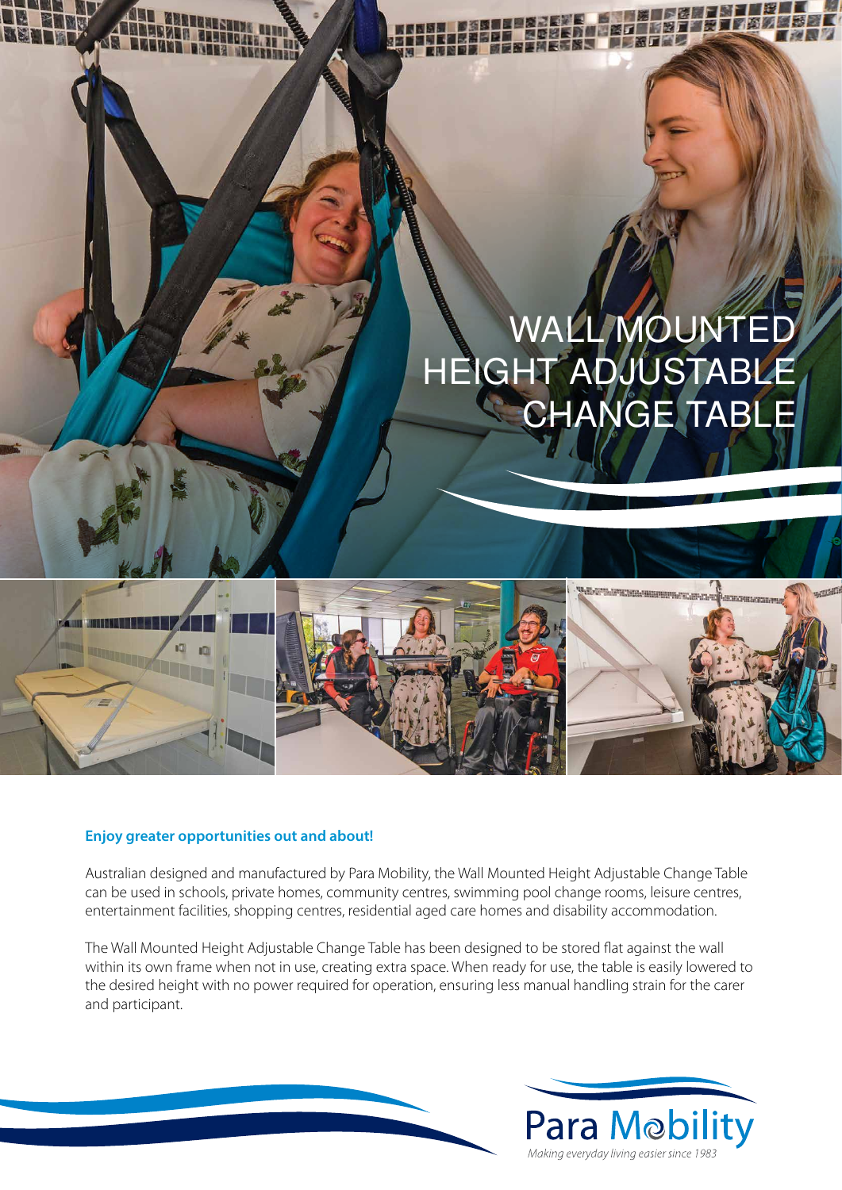# WALL MOUNTED HEIGHT ADJUSTABLE CHANGE TABLE

**Enjoy greater opportunities out and about!**

Australian designed and manufactured by Para Mobility, the Wall Mounted Height Adjustable Change Table can be used in schools, private homes, community centres, swimming pool change rooms, leisure centres, entertainment facilities, shopping centres, residential aged care homes and disability accommodation.

The Wall Mounted Height Adjustable Change Table has been designed to be stored flat against the wall within its own frame when not in use, creating extra space. When ready for use, the table is easily lowered to the desired height with no power required for operation, ensuring less manual handling strain for the carer and participant.

Para Mobility

*Making everyday living easier since 1983*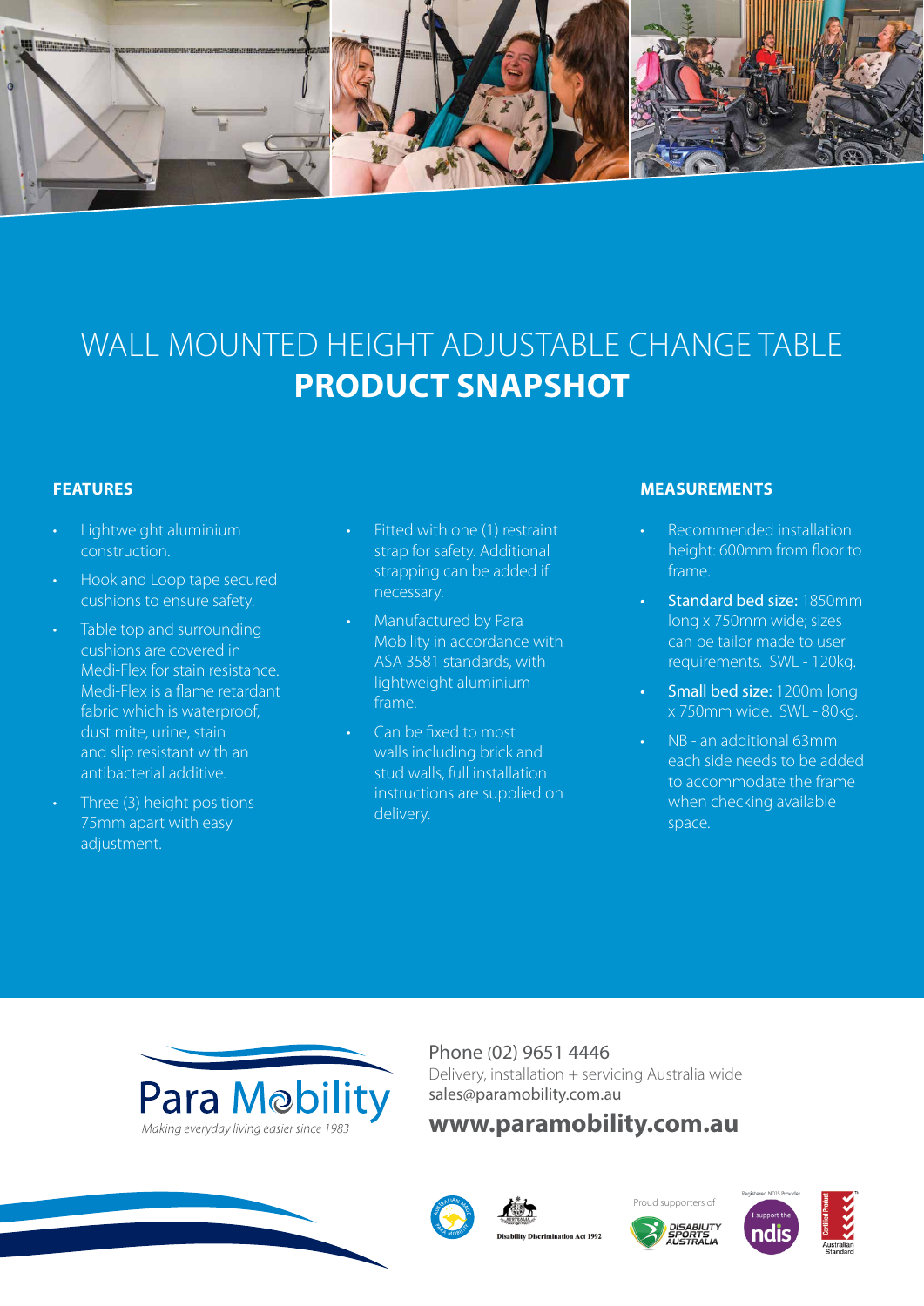# WALL MOUNTED HEIGHT ADJUSTABLE CHANGE TABLE
# PRODUCT SNAPSHOT

## FEATURES

- Lightweight aluminium construction.
- Hook and Loop tape secured cushions to ensure safety.
- Table top and surrounding cushions are covered in Medi-Flex for stain resistance. Medi-Flex is a flame retardant fabric which is waterproof, dust mite, urine, stain and slip resistant with an antibacterial additive.
- Three (3) height positions 75mm apart with easy adjustment.
- Fitted with one (1) restraint strap for safety. Additional strapping can be added if necessary.
- Manufactured by Para Mobility in accordance with ASA 3581 standards, with lightweight aluminium frame.
- Can be fixed to most walls including brick and stud walls, full installation instructions are supplied on delivery.

## MEASUREMENTS

- Recommended installation height: 600mm from floor to frame.
- **Standard bed size:** 1850mm long x 750mm wide; sizes can be tailor made to user requirements. SWL - 120kg.
- **Small bed size:** 1200m long x 750mm wide. SWL - 80kg.
- NB - an additional 63mm each side needs to be added to accommodate the frame when checking available space.

Para Mobility
*Making everyday living easier since 1983*

Phone (02) 9651 4446
Delivery, installation + servicing Australia wide
sales@paramobility.com.au

**www.paramobility.com.au**

Disability Discrimination Act 1992

Proud supporters of Disability Sports Australia

Registered NDIS Provider — I support the ndis

Certified Product — Australian Standard